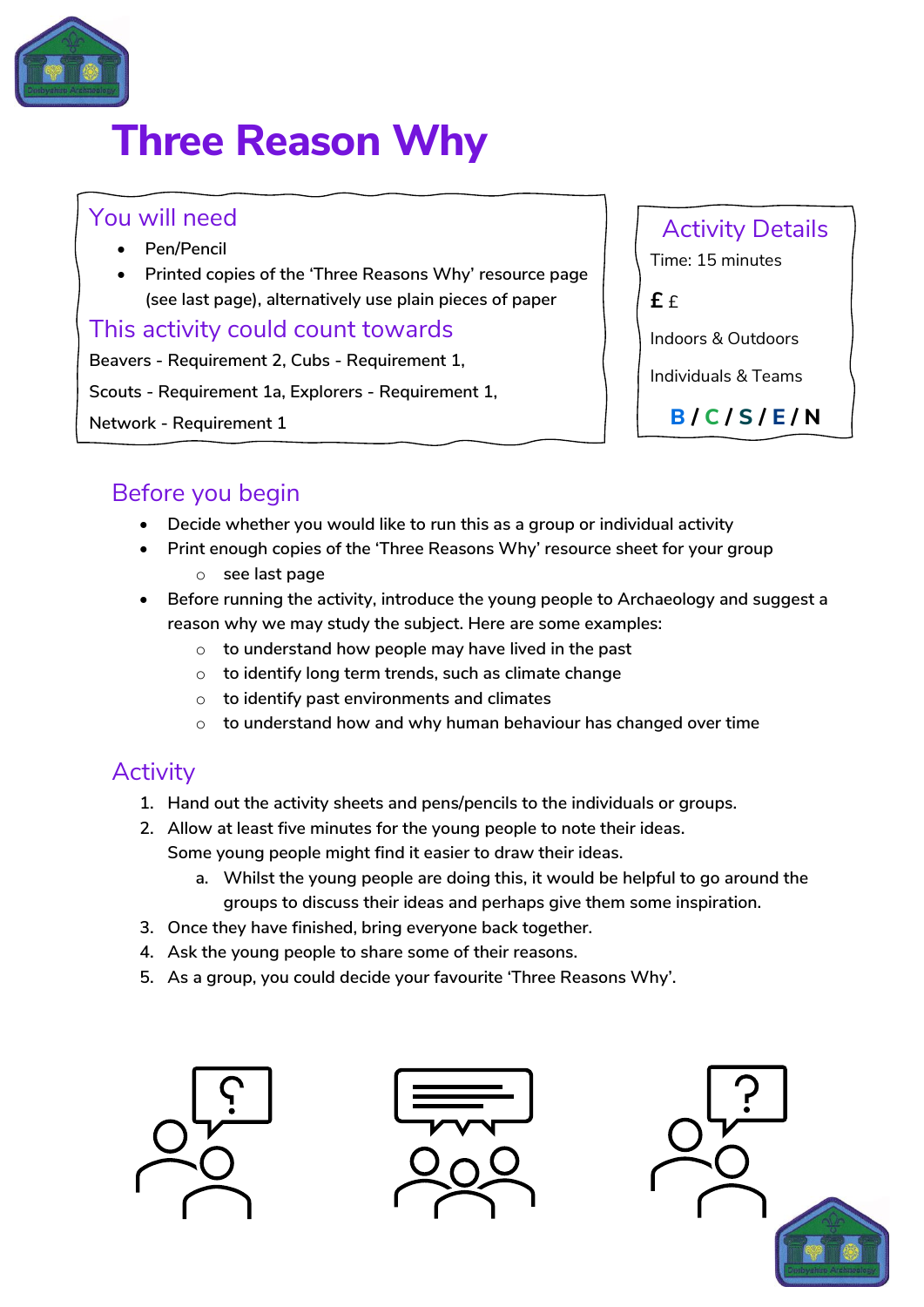# Three Reason Why

## You will need

- Pen/Pencil
- Printed copies of the 'Three Reasons Why' resource page (see last page), alternatively use plain pieces of paper

## This activity could count towards

Beavers - Requirement 2, Cubs - Requirement 1,

Scouts - Requirement 1a, Explorers - Requirement 1,

Network - Requirement 1

## Activity Details

Time: 15 minutes

**£** £

Indoors & Outdoors

Individuals & Teams

**B / C / S / E / N**

## Before you begin

- Decide whether you would like to run this as a group or individual activity
- Print enough copies of the 'Three Reasons Why' resource sheet for your group
  - see last page
- Before running the activity, introduce the young people to Archaeology and suggest a reason why we may study the subject. Here are some examples:
  - to understand how people may have lived in the past
  - to identify long term trends, such as climate change
  - to identify past environments and climates
  - to understand how and why human behaviour has changed over time

## Activity

1. Hand out the activity sheets and pens/pencils to the individuals or groups.
2. Allow at least five minutes for the young people to note their ideas. Some young people might find it easier to draw their ideas.
   a. Whilst the young people are doing this, it would be helpful to go around the groups to discuss their ideas and perhaps give them some inspiration.
3. Once they have finished, bring everyone back together.
4. Ask the young people to share some of their reasons.
5. As a group, you could decide your favourite 'Three Reasons Why'.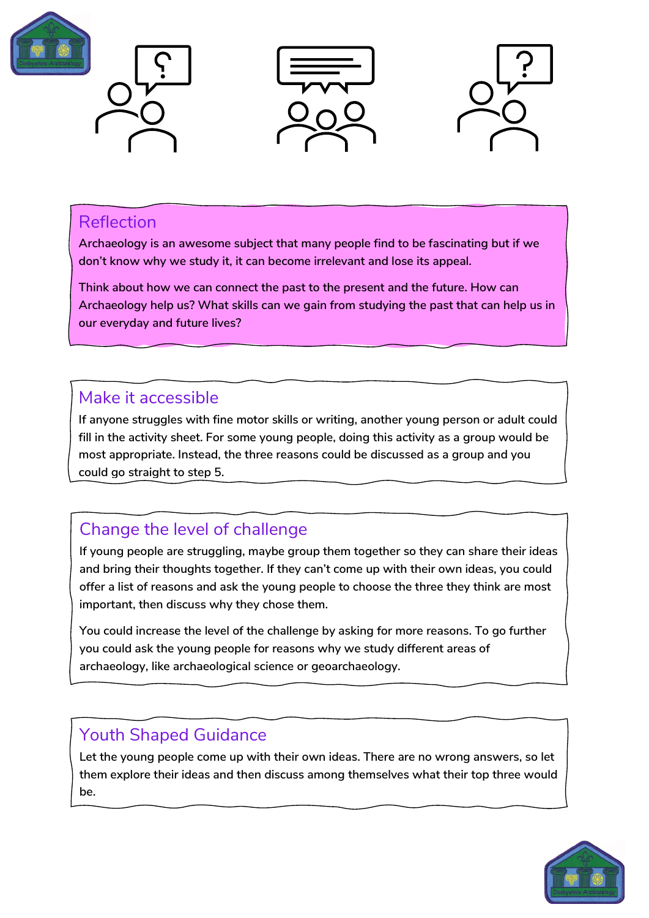## Reflection

Archaeology is an awesome subject that many people find to be fascinating but if we don't know why we study it, it can become irrelevant and lose its appeal.

Think about how we can connect the past to the present and the future. How can Archaeology help us? What skills can we gain from studying the past that can help us in our everyday and future lives?

## Make it accessible

If anyone struggles with fine motor skills or writing, another young person or adult could fill in the activity sheet. For some young people, doing this activity as a group would be most appropriate. Instead, the three reasons could be discussed as a group and you could go straight to step 5.

## Change the level of challenge

If young people are struggling, maybe group them together so they can share their ideas and bring their thoughts together. If they can't come up with their own ideas, you could offer a list of reasons and ask the young people to choose the three they think are most important, then discuss why they chose them.

You could increase the level of the challenge by asking for more reasons. To go further you could ask the young people for reasons why we study different areas of archaeology, like archaeological science or geoarchaeology.

## Youth Shaped Guidance

Let the young people come up with their own ideas. There are no wrong answers, so let them explore their ideas and then discuss among themselves what their top three would be.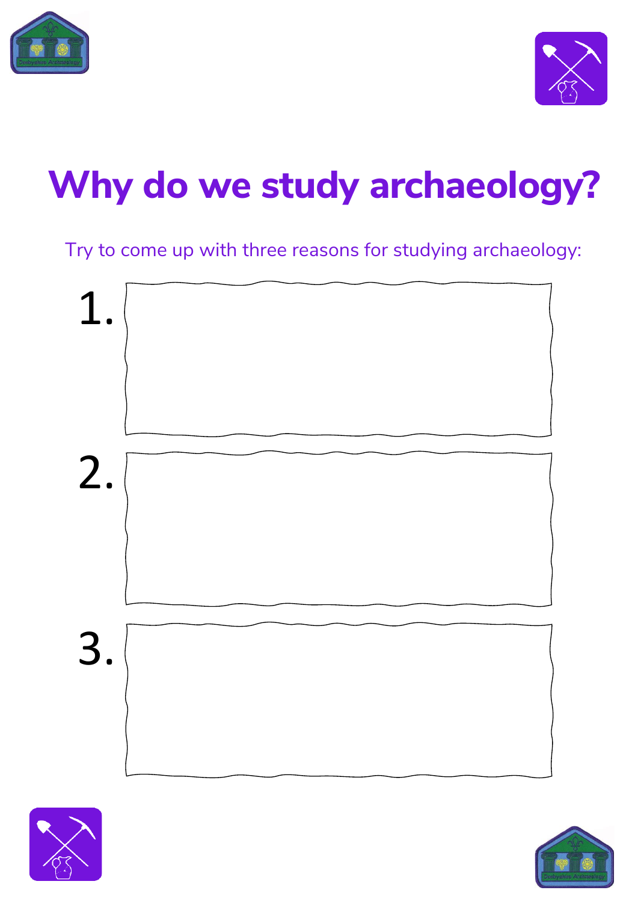# Why do we study archaeology?

Try to come up with three reasons for studying archaeology:

1.

2.

3.